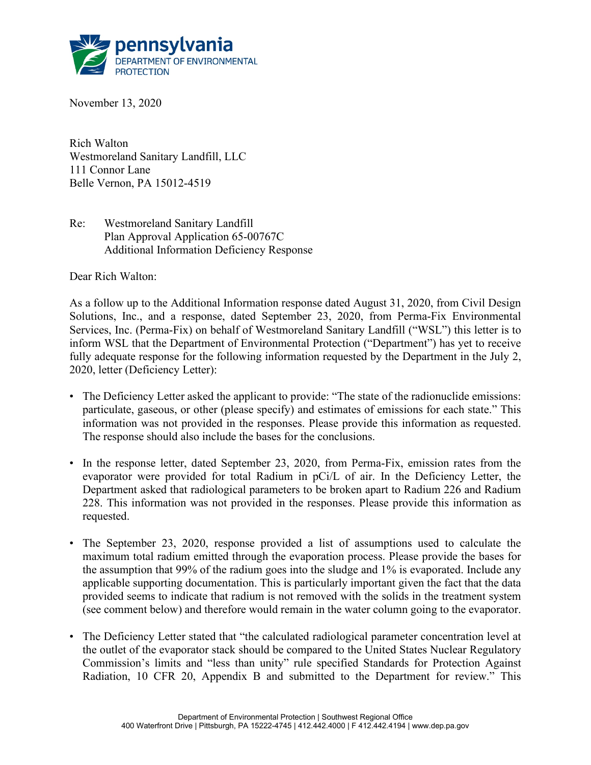November 13, 2020

Rich Walton
Westmoreland Sanitary Landfill, LLC
111 Connor Lane
Belle Vernon, PA 15012-4519

Re: Westmoreland Sanitary Landfill
Plan Approval Application 65-00767C
Additional Information Deficiency Response

Dear Rich Walton:

As a follow up to the Additional Information response dated August 31, 2020, from Civil Design Solutions, Inc., and a response, dated September 23, 2020, from Perma-Fix Environmental Services, Inc. (Perma-Fix) on behalf of Westmoreland Sanitary Landfill ("WSL") this letter is to inform WSL that the Department of Environmental Protection ("Department") has yet to receive fully adequate response for the following information requested by the Department in the July 2, 2020, letter (Deficiency Letter):

- The Deficiency Letter asked the applicant to provide: "The state of the radionuclide emissions: particulate, gaseous, or other (please specify) and estimates of emissions for each state." This information was not provided in the responses. Please provide this information as requested. The response should also include the bases for the conclusions.
- In the response letter, dated September 23, 2020, from Perma-Fix, emission rates from the evaporator were provided for total Radium in pCi/L of air. In the Deficiency Letter, the Department asked that radiological parameters to be broken apart to Radium 226 and Radium 228. This information was not provided in the responses. Please provide this information as requested.
- The September 23, 2020, response provided a list of assumptions used to calculate the maximum total radium emitted through the evaporation process. Please provide the bases for the assumption that 99% of the radium goes into the sludge and 1% is evaporated. Include any applicable supporting documentation. This is particularly important given the fact that the data provided seems to indicate that radium is not removed with the solids in the treatment system (see comment below) and therefore would remain in the water column going to the evaporator.
- The Deficiency Letter stated that "the calculated radiological parameter concentration level at the outlet of the evaporator stack should be compared to the United States Nuclear Regulatory Commission's limits and "less than unity" rule specified Standards for Protection Against Radiation, 10 CFR 20, Appendix B and submitted to the Department for review." This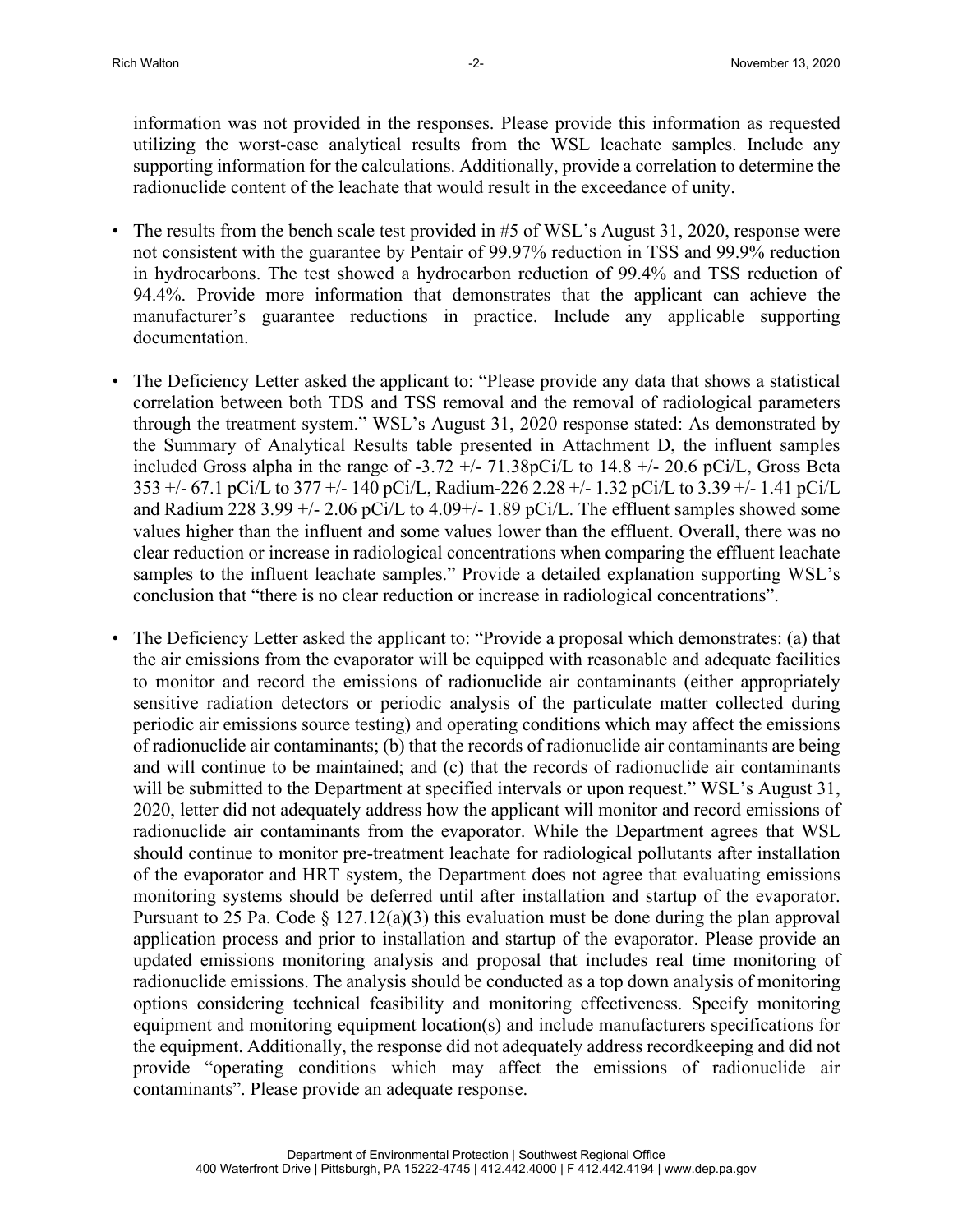information was not provided in the responses. Please provide this information as requested utilizing the worst-case analytical results from the WSL leachate samples. Include any supporting information for the calculations. Additionally, provide a correlation to determine the radionuclide content of the leachate that would result in the exceedance of unity.

- The results from the bench scale test provided in #5 of WSL's August 31, 2020, response were not consistent with the guarantee by Pentair of 99.97% reduction in TSS and 99.9% reduction in hydrocarbons. The test showed a hydrocarbon reduction of 99.4% and TSS reduction of 94.4%. Provide more information that demonstrates that the applicant can achieve the manufacturer's guarantee reductions in practice. Include any applicable supporting documentation.

- The Deficiency Letter asked the applicant to: "Please provide any data that shows a statistical correlation between both TDS and TSS removal and the removal of radiological parameters through the treatment system." WSL's August 31, 2020 response stated: As demonstrated by the Summary of Analytical Results table presented in Attachment D, the influent samples included Gross alpha in the range of -3.72 +/- 71.38pCi/L to 14.8 +/- 20.6 pCi/L, Gross Beta 353 +/- 67.1 pCi/L to 377 +/- 140 pCi/L, Radium-226 2.28 +/- 1.32 pCi/L to 3.39 +/- 1.41 pCi/L and Radium 228 3.99 +/- 2.06 pCi/L to 4.09+/- 1.89 pCi/L. The effluent samples showed some values higher than the influent and some values lower than the effluent. Overall, there was no clear reduction or increase in radiological concentrations when comparing the effluent leachate samples to the influent leachate samples." Provide a detailed explanation supporting WSL's conclusion that "there is no clear reduction or increase in radiological concentrations".

- The Deficiency Letter asked the applicant to: "Provide a proposal which demonstrates: (a) that the air emissions from the evaporator will be equipped with reasonable and adequate facilities to monitor and record the emissions of radionuclide air contaminants (either appropriately sensitive radiation detectors or periodic analysis of the particulate matter collected during periodic air emissions source testing) and operating conditions which may affect the emissions of radionuclide air contaminants; (b) that the records of radionuclide air contaminants are being and will continue to be maintained; and (c) that the records of radionuclide air contaminants will be submitted to the Department at specified intervals or upon request." WSL's August 31, 2020, letter did not adequately address how the applicant will monitor and record emissions of radionuclide air contaminants from the evaporator. While the Department agrees that WSL should continue to monitor pre-treatment leachate for radiological pollutants after installation of the evaporator and HRT system, the Department does not agree that evaluating emissions monitoring systems should be deferred until after installation and startup of the evaporator. Pursuant to 25 Pa. Code § 127.12(a)(3) this evaluation must be done during the plan approval application process and prior to installation and startup of the evaporator. Please provide an updated emissions monitoring analysis and proposal that includes real time monitoring of radionuclide emissions. The analysis should be conducted as a top down analysis of monitoring options considering technical feasibility and monitoring effectiveness. Specify monitoring equipment and monitoring equipment location(s) and include manufacturers specifications for the equipment. Additionally, the response did not adequately address recordkeeping and did not provide "operating conditions which may affect the emissions of radionuclide air contaminants". Please provide an adequate response.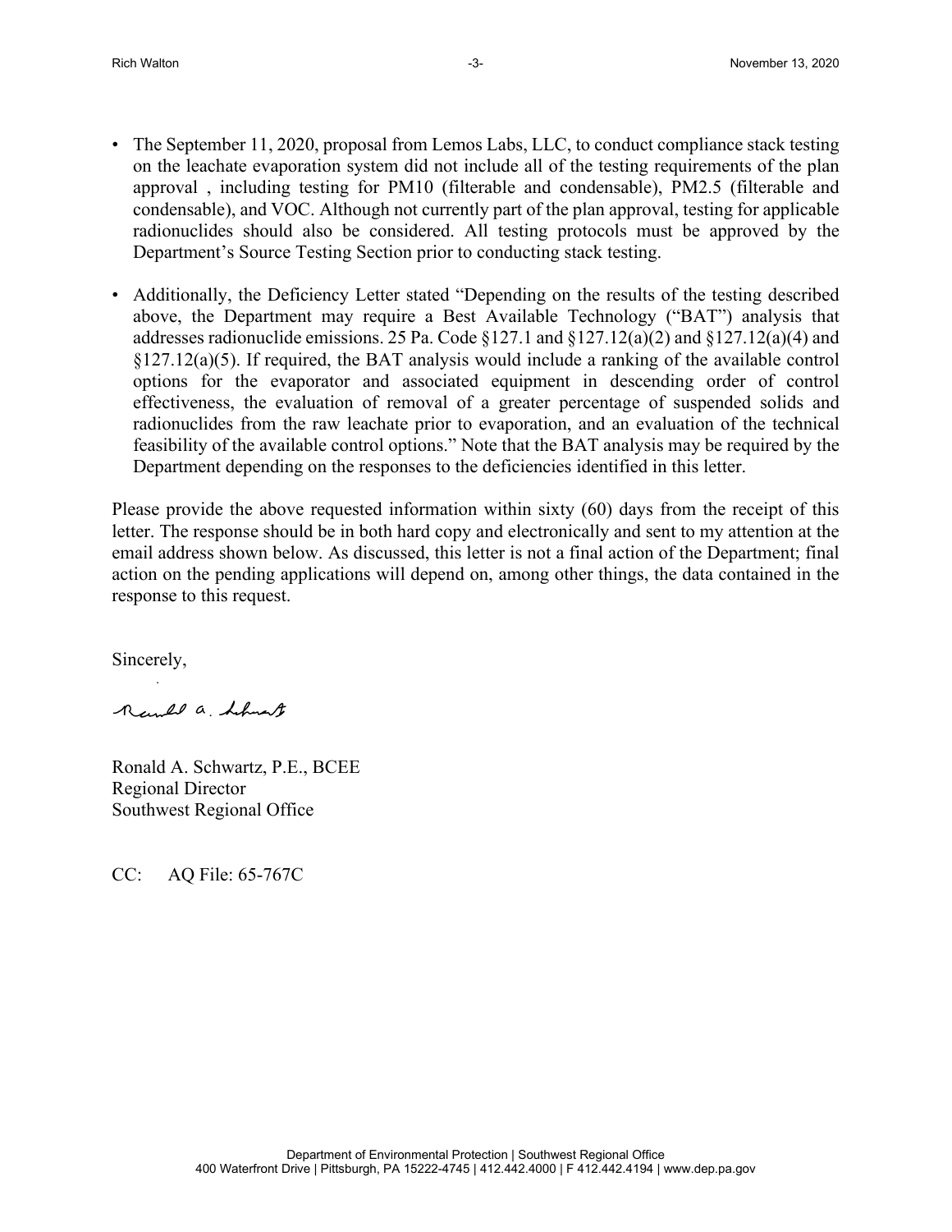- The September 11, 2020, proposal from Lemos Labs, LLC, to conduct compliance stack testing on the leachate evaporation system did not include all of the testing requirements of the plan approval , including testing for PM10 (filterable and condensable), PM2.5 (filterable and condensable), and VOC. Although not currently part of the plan approval, testing for applicable radionuclides should also be considered. All testing protocols must be approved by the Department's Source Testing Section prior to conducting stack testing.

- Additionally, the Deficiency Letter stated "Depending on the results of the testing described above, the Department may require a Best Available Technology ("BAT") analysis that addresses radionuclide emissions. 25 Pa. Code §127.1 and §127.12(a)(2) and §127.12(a)(4) and §127.12(a)(5). If required, the BAT analysis would include a ranking of the available control options for the evaporator and associated equipment in descending order of control effectiveness, the evaluation of removal of a greater percentage of suspended solids and radionuclides from the raw leachate prior to evaporation, and an evaluation of the technical feasibility of the available control options." Note that the BAT analysis may be required by the Department depending on the responses to the deficiencies identified in this letter.

Please provide the above requested information within sixty (60) days from the receipt of this letter. The response should be in both hard copy and electronically and sent to my attention at the email address shown below. As discussed, this letter is not a final action of the Department; final action on the pending applications will depend on, among other things, the data contained in the response to this request.

Sincerely,

Ronald A. Schwartz

Ronald A. Schwartz, P.E., BCEE
Regional Director
Southwest Regional Office

CC: AQ File: 65-767C

Department of Environmental Protection | Southwest Regional Office
400 Waterfront Drive | Pittsburgh, PA 15222-4745 | 412.442.4000 | F 412.442.4194 | www.dep.pa.gov